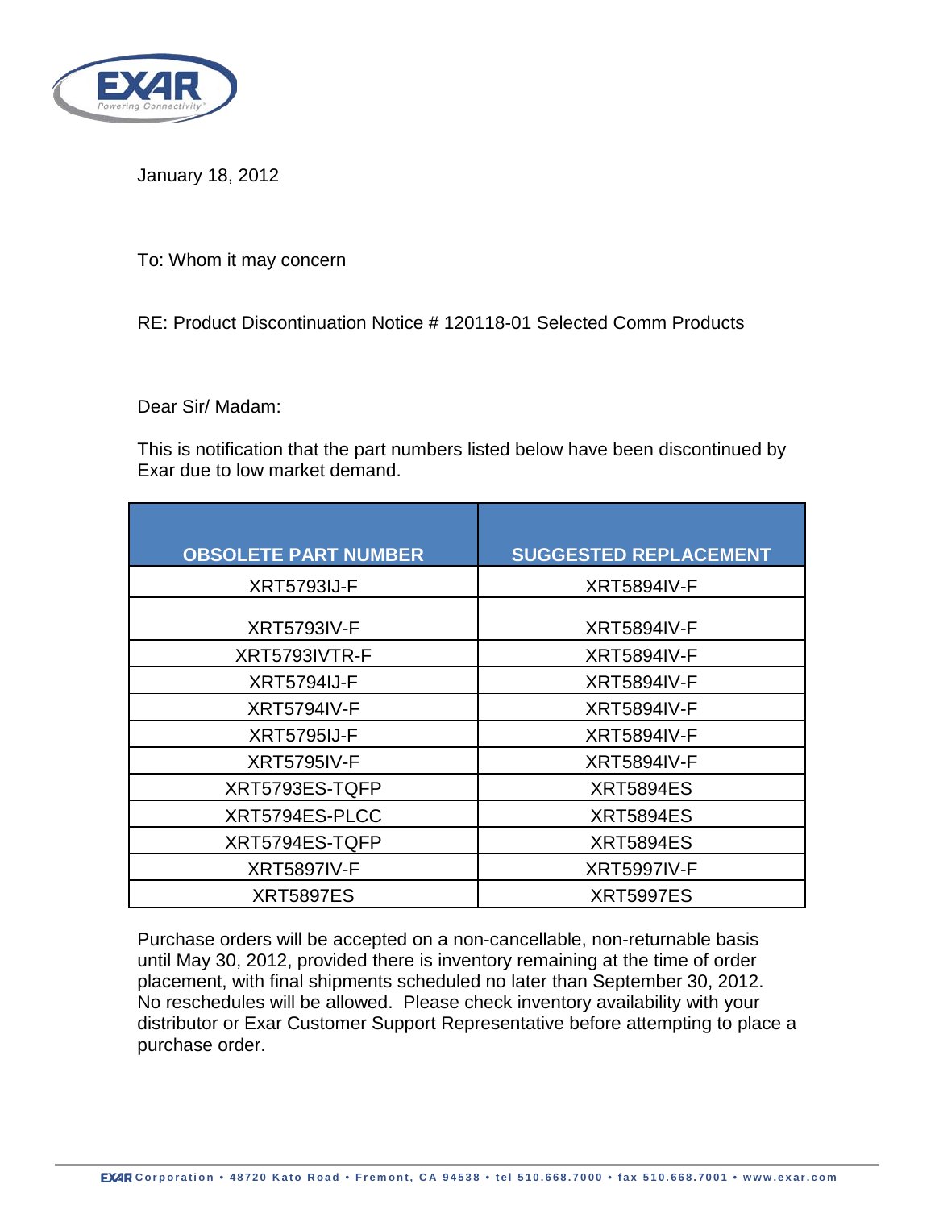January 18, 2012

To: Whom it may concern

RE: Product Discontinuation Notice # 120118-01 Selected Comm Products

Dear Sir/ Madam:

This is notification that the part numbers listed below have been discontinued by Exar due to low market demand.

| OBSOLETE PART NUMBER | SUGGESTED REPLACEMENT |
|---|---|
| XRT5793IJ-F | XRT5894IV-F |
| XRT5793IV-F | XRT5894IV-F |
| XRT5793IVTR-F | XRT5894IV-F |
| XRT5794IJ-F | XRT5894IV-F |
| XRT5794IV-F | XRT5894IV-F |
| XRT5795IJ-F | XRT5894IV-F |
| XRT5795IV-F | XRT5894IV-F |
| XRT5793ES-TQFP | XRT5894ES |
| XRT5794ES-PLCC | XRT5894ES |
| XRT5794ES-TQFP | XRT5894ES |
| XRT5897IV-F | XRT5997IV-F |
| XRT5897ES | XRT5997ES |

Purchase orders will be accepted on a non-cancellable, non-returnable basis until May 30, 2012, provided there is inventory remaining at the time of order placement, with final shipments scheduled no later than September 30, 2012. No reschedules will be allowed. Please check inventory availability with your distributor or Exar Customer Support Representative before attempting to place a purchase order.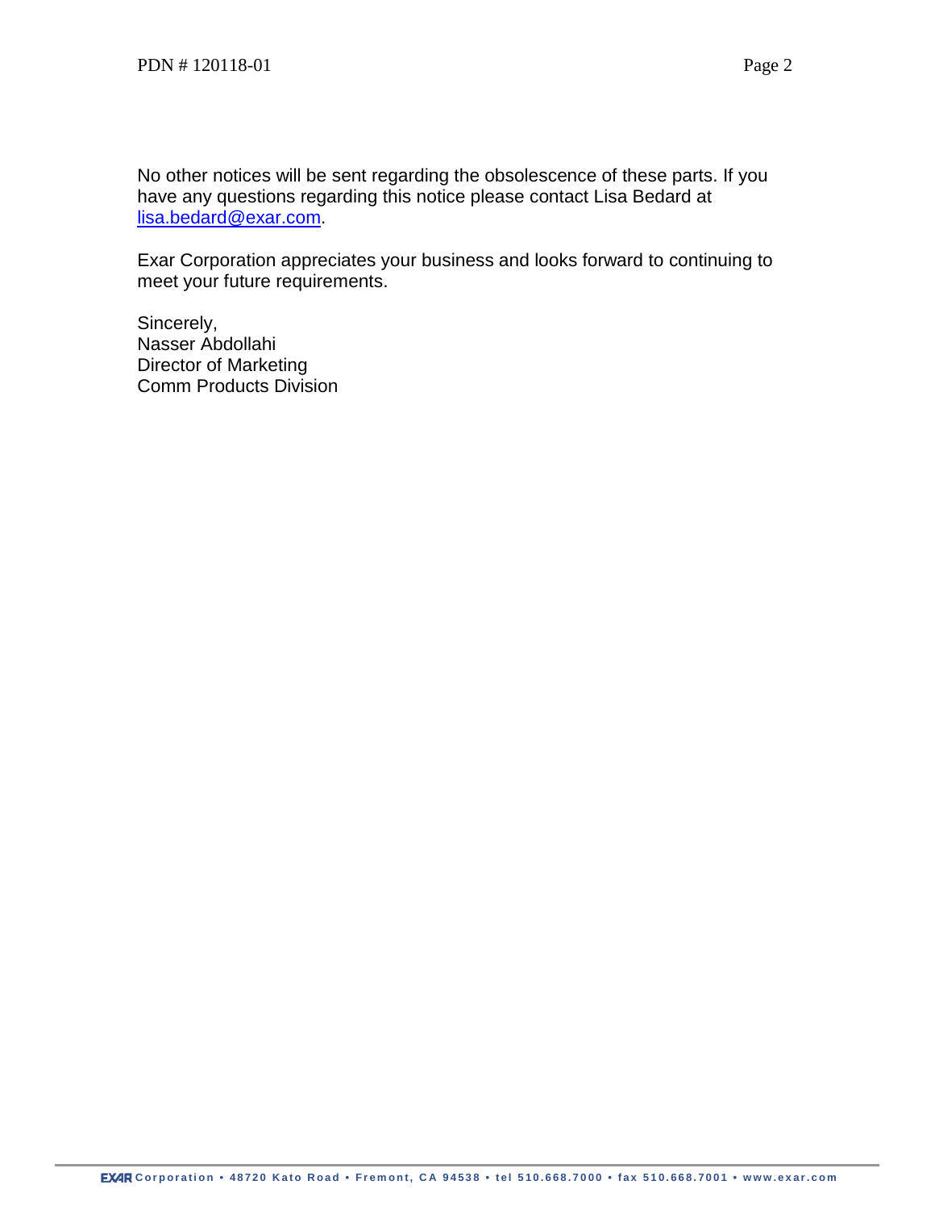No other notices will be sent regarding the obsolescence of these parts. If you have any questions regarding this notice please contact Lisa Bedard at lisa.bedard@exar.com.

Exar Corporation appreciates your business and looks forward to continuing to meet your future requirements.

Sincerely,
Nasser Abdollahi
Director of Marketing
Comm Products Division